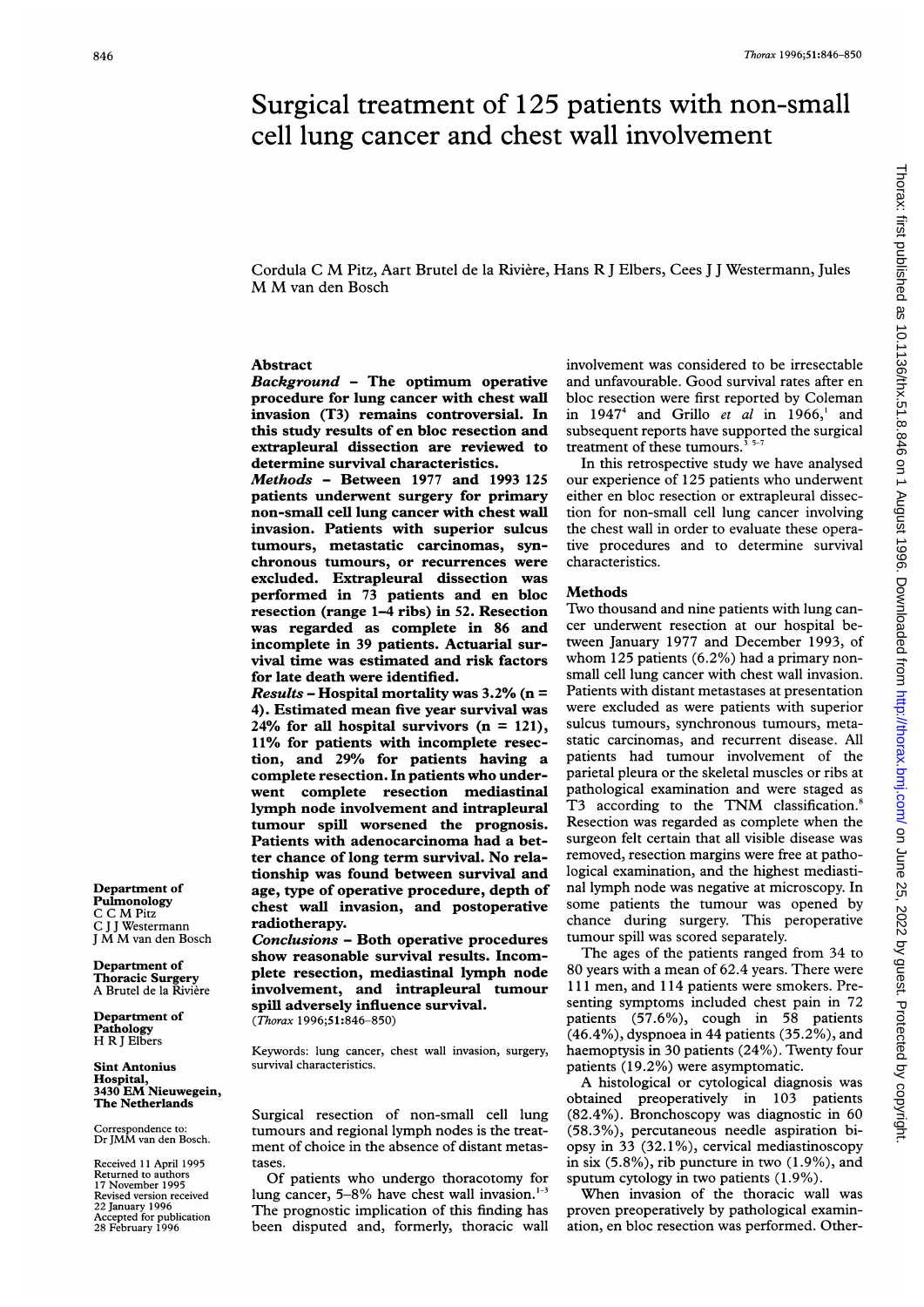# Surgical treatment of 125 patients with non-small cell lung cancer and chest wall involvement

Cordula C M Pitz, Aart Brutel de la Rivière, Hans R J Elbers, Cees J J Westermann, Jules M M van den Bosch

## Abstract

***Background*** – **The optimum operative procedure for lung cancer with chest wall invasion (T3) remains controversial. In this study results of en bloc resection and extrapleural dissection are reviewed to determine survival characteristics.**

***Methods*** – **Between 1977 and 1993 125 patients underwent surgery for primary non-small cell lung cancer with chest wall invasion. Patients with superior sulcus tumours, metastatic carcinomas, synchronous tumours, or recurrences were excluded. Extrapleural dissection was performed in 73 patients and en bloc resection (range 1–4 ribs) in 52. Resection was regarded as complete in 86 and incomplete in 39 patients. Actuarial survival time was estimated and risk factors for late death were identified.**

***Results*** – **Hospital mortality was 3.2% (n = 4). Estimated mean five year survival was 24% for all hospital survivors (n = 121), 11% for patients with incomplete resection, and 29% for patients having a complete resection. In patients who underwent complete resection mediastinal lymph node involvement and intrapleural tumour spill worsened the prognosis. Patients with adenocarcinoma had a better chance of long term survival. No relationship was found between survival and age, type of operative procedure, depth of chest wall invasion, and postoperative radiotherapy.**

***Conclusions*** – **Both operative procedures show reasonable survival results. Incomplete resection, mediastinal lymph node involvement, and intrapleural tumour spill adversely influence survival.**

(*Thorax* 1996;51:846–850)

Keywords: lung cancer, chest wall invasion, surgery, survival characteristics.

**Department of Pulmonology**
C C M Pitz
C J J Westermann
J M M van den Bosch

**Department of Thoracic Surgery**
A Brutel de la Rivière

**Department of Pathology**
H R J Elbers

**Sint Antonius Hospital, 3430 EM Nieuwegein, The Netherlands**

Correspondence to: Dr JMM van den Bosch.

Received 11 April 1995
Returned to authors 17 November 1995
Revised version received 22 January 1996
Accepted for publication 28 February 1996

Surgical resection of non-small cell lung tumours and regional lymph nodes is the treatment of choice in the absence of distant metastases.

Of patients who undergo thoracotomy for lung cancer, 5–8% have chest wall invasion.[1-3] The prognostic implication of this finding has been disputed and, formerly, thoracic wall involvement was considered to be irresectable and unfavourable. Good survival rates after en bloc resection were first reported by Coleman in 1947[4] and Grillo *et al* in 1966,[1] and subsequent reports have supported the surgical treatment of these tumours.[3 5-7]

In this retrospective study we have analysed our experience of 125 patients who underwent either en bloc resection or extrapleural dissection for non-small cell lung cancer involving the chest wall in order to evaluate these operative procedures and to determine survival characteristics.

## Methods

Two thousand and nine patients with lung cancer underwent resection at our hospital between January 1977 and December 1993, of whom 125 patients (6.2%) had a primary non-small cell lung cancer with chest wall invasion. Patients with distant metastases at presentation were excluded as were patients with superior sulcus tumours, synchronous tumours, metastatic carcinomas, and recurrent disease. All patients had tumour involvement of the parietal pleura or the skeletal muscles or ribs at pathological examination and were staged as T3 according to the TNM classification.[8] Resection was regarded as complete when the surgeon felt certain that all visible disease was removed, resection margins were free at pathological examination, and the highest mediastinal lymph node was negative at microscopy. In some patients the tumour was opened by chance during surgery. This peroperative tumour spill was scored separately.

The ages of the patients ranged from 34 to 80 years with a mean of 62.4 years. There were 111 men, and 114 patients were smokers. Presenting symptoms included chest pain in 72 patients (57.6%), cough in 58 patients (46.4%), dyspnoea in 44 patients (35.2%), and haemoptysis in 30 patients (24%). Twenty four patients (19.2%) were asymptomatic.

A histological or cytological diagnosis was obtained preoperatively in 103 patients (82.4%). Bronchoscopy was diagnostic in 60 (58.3%), percutaneous needle aspiration biopsy in 33 (32.1%), cervical mediastinoscopy in six (5.8%), rib puncture in two (1.9%), and sputum cytology in two patients (1.9%).

When invasion of the thoracic wall was proven preoperatively by pathological examination, en bloc resection was performed. Other-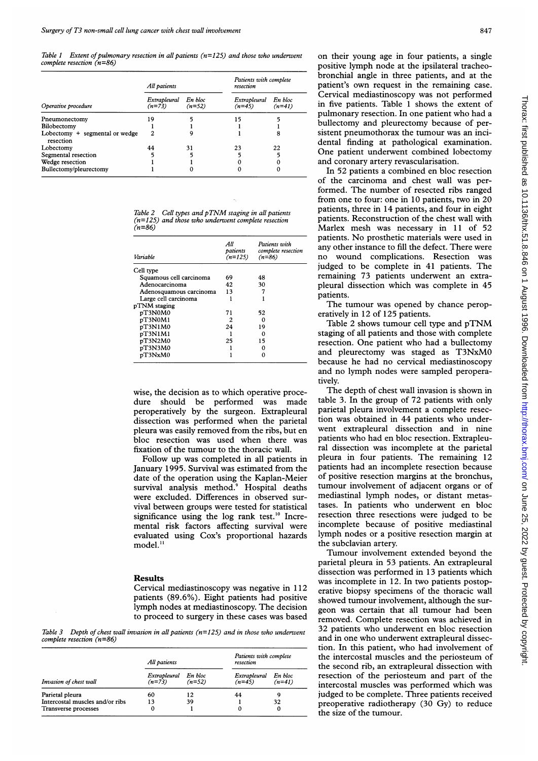Table 1 Extent of pulmonary resection in all patients (n=125) and those who underwent complete resection (n=86)

| Operative procedure | All patients | | Patients with complete resection | |
|---|---|---|---|---|
| | Extrapleural (n=73) | En bloc (n=52) | Extrapleural (n=45) | En bloc (n=41) |
| Pneumonectomy | 19 | 5 | 15 | 5 |
| Bilobectomy | 1 | 1 | 1 | 1 |
| Lobectomy + segmental or wedge resection | 2 | 9 | 1 | 8 |
| Lobectomy | 44 | 31 | 23 | 22 |
| Segmental resection | 5 | 5 | 5 | 5 |
| Wedge resection | 1 | 1 | 0 | 0 |
| Bullectomy/pleurectomy | 1 | 0 | 0 | 0 |

Table 2 Cell types and pTNM staging in all patients (n=125) and those who underwent complete resection (n=86)

| Variable | All patients (n=125) | Patients with complete resection (n=86) |
|---|---|---|
| Cell type | | |
| Squamous cell carcinoma | 69 | 48 |
| Adenocarcinoma | 42 | 30 |
| Adenosquamous carcinoma | 13 | 7 |
| Large cell carcinoma | 1 | 1 |
| pTNM staging | | |
| pT3N0M0 | 71 | 52 |
| pT3N0M1 | 2 | 0 |
| pT3N1M0 | 24 | 19 |
| pT3N1M1 | 1 | 0 |
| pT3N2M0 | 25 | 15 |
| pT3N3M0 | 1 | 0 |
| pT3NxM0 | 1 | 0 |

wise, the decision as to which operative procedure should be performed was made peroperatively by the surgeon. Extrapleural dissection was performed when the parietal pleura was easily removed from the ribs, but en bloc resection was used when there was fixation of the tumour to the thoracic wall.

Follow up was completed in all patients in January 1995. Survival was estimated from the date of the operation using the Kaplan-Meier survival analysis method.[9] Hospital deaths were excluded. Differences in observed survival between groups were tested for statistical significance using the log rank test.[10] Incremental risk factors affecting survival were evaluated using Cox's proportional hazards model.[11]

## Results

Cervical mediastinoscopy was negative in 112 patients (89.6%). Eight patients had positive lymph nodes at mediastinoscopy. The decision to proceed to surgery in these cases was based on their young age in four patients, a single positive lymph node at the ipsilateral tracheobronchial angle in three patients, and at the patient's own request in the remaining case. Cervical mediastinoscopy was not performed in five patients. Table 1 shows the extent of pulmonary resection. In one patient who had a bullectomy and pleurectomy because of persistent pneumothorax the tumour was an incidental finding at pathological examination. One patient underwent combined lobectomy and coronary artery revascularisation.

Table 3 Depth of chest wall invasion in all patients (n=125) and in those who underwent complete resection (n=86)

| Invasion of chest wall | All patients | | Patients with complete resection | |
|---|---|---|---|---|
| | Extrapleural (n=73) | En bloc (n=52) | Extrapleural (n=45) | En bloc (n=41) |
| Parietal pleura | 60 | 12 | 44 | 9 |
| Intercostal muscles and/or ribs | 13 | 39 | 1 | 32 |
| Transverse processes | 0 | 1 | 0 | 0 |

In 52 patients a combined en bloc resection of the carcinoma and chest wall was performed. The number of resected ribs ranged from one to four: one in 10 patients, two in 20 patients, three in 14 patients, and four in eight patients. Reconstruction of the chest wall with Marlex mesh was necessary in 11 of 52 patients. No prosthetic materials were used in any other instance to fill the defect. There were no wound complications. Resection was judged to be complete in 41 patients. The remaining 73 patients underwent an extrapleural dissection which was complete in 45 patients.

The tumour was opened by chance peroperatively in 12 of 125 patients.

Table 2 shows tumour cell type and pTNM staging of all patients and those with complete resection. One patient who had a bullectomy and pleurectomy was staged as T3NxM0 because he had no cervical mediastinoscopy and no lymph nodes were sampled peroperatively.

The depth of chest wall invasion is shown in table 3. In the group of 72 patients with only parietal pleura involvement a complete resection was obtained in 44 patients who underwent extrapleural dissection and in nine patients who had en bloc resection. Extrapleural dissection was incomplete at the parietal pleura in four patients. The remaining 12 patients had an incomplete resection because of positive resection margins at the bronchus, tumour involvement of adjacent organs or of mediastinal lymph nodes, or distant metastases. In patients who underwent en bloc resection three resections were judged to be incomplete because of positive mediastinal lymph nodes or a positive resection margin at the subclavian artery.

Tumour involvement extended beyond the parietal pleura in 53 patients. An extrapleural dissection was performed in 13 patients which was incomplete in 12. In two patients postoperative biopsy specimens of the thoracic wall showed tumour involvement, although the surgeon was certain that all tumour had been removed. Complete resection was achieved in 32 patients who underwent en bloc resection and in one who underwent extrapleural dissection. In this patient, who had involvement of the intercostal muscles and the periosteum of the second rib, an extrapleural dissection with resection of the periosteum and part of the intercostal muscles was performed which was judged to be complete. Three patients received preoperative radiotherapy (30 Gy) to reduce the size of the tumour.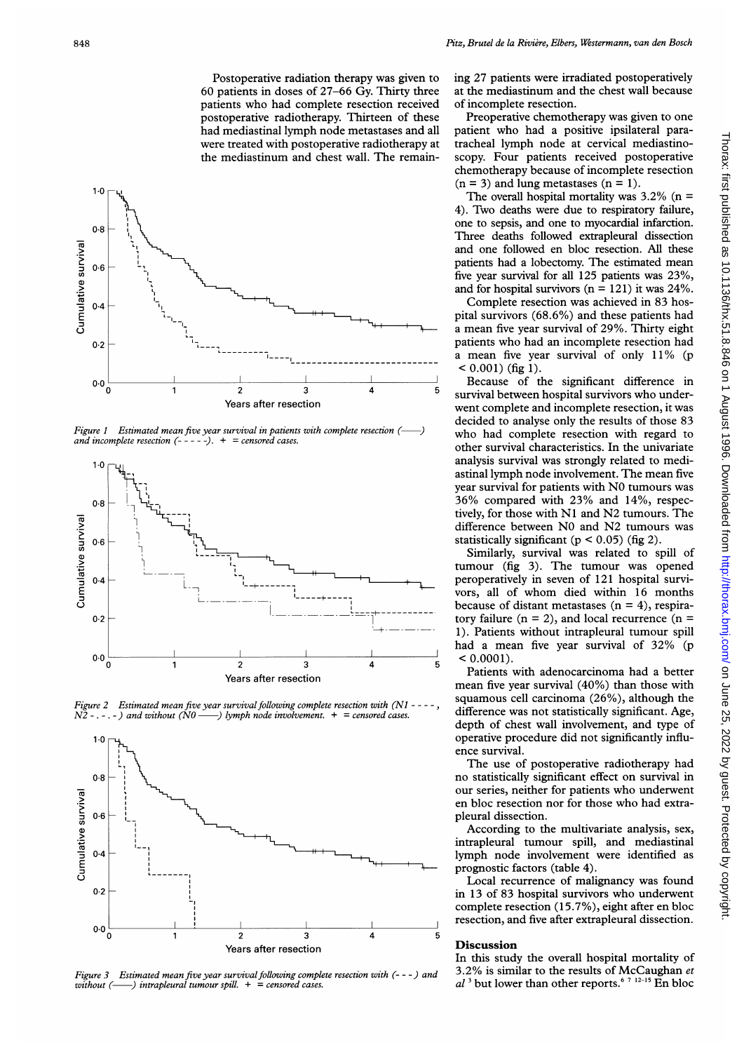Postoperative radiation therapy was given to 60 patients in doses of 27–66 Gy. Thirty three patients who had complete resection received postoperative radiotherapy. Thirteen of these had mediastinal lymph node metastases and all were treated with postoperative radiotherapy at the mediastinum and chest wall. The remaining 27 patients were irradiated postoperatively at the mediastinum and the chest wall because of incomplete resection.

Figure 1 Estimated mean five year survival in patients with complete resection (——) and incomplete resection (- - - -). + = censored cases.

Figure 2 Estimated mean five year survival following complete resection with (N1 - - - -, N2 - . - . - ) and without (N0 ——) lymph node involvement. + = censored cases.

Figure 3 Estimated mean five year survival following complete resection with (- - - ) and without (——) intrapleural tumour spill. + = censored cases.

Preoperative chemotherapy was given to one patient who had a positive ipsilateral paratracheal lymph node at cervical mediastinoscopy. Four patients received postoperative chemotherapy because of incomplete resection (n = 3) and lung metastases (n = 1).

The overall hospital mortality was 3.2% (n = 4). Two deaths were due to respiratory failure, one to sepsis, and one to myocardial infarction. Three deaths followed extrapleural dissection and one followed en bloc resection. All these patients had a lobectomy. The estimated mean five year survival for all 125 patients was 23%, and for hospital survivors (n = 121) it was 24%.

Complete resection was achieved in 83 hospital survivors (68.6%) and these patients had a mean five year survival of 29%. Thirty eight patients who had an incomplete resection had a mean five year survival of only 11% ($p < 0.001$) (fig 1).

Because of the significant difference in survival between hospital survivors who underwent complete and incomplete resection, it was decided to analyse only the results of those 83 who had complete resection with regard to other survival characteristics. In the univariate analysis survival was strongly related to mediastinal lymph node involvement. The mean five year survival for patients with N0 tumours was 36% compared with 23% and 14%, respectively, for those with N1 and N2 tumours. The difference between N0 and N2 tumours was statistically significant ($p < 0.05$) (fig 2).

Similarly, survival was related to spill of tumour (fig 3). The tumour was opened peroperatively in seven of 121 hospital survivors, all of whom died within 16 months because of distant metastases (n = 4), respiratory failure (n = 2), and local recurrence (n = 1). Patients without intrapleural tumour spill had a mean five year survival of 32% ($p < 0.0001$).

Patients with adenocarcinoma had a better mean five year survival (40%) than those with squamous cell carcinoma (26%), although the difference was not statistically significant. Age, depth of chest wall involvement, and type of operative procedure did not significantly influence survival.

The use of postoperative radiotherapy had no statistically significant effect on survival in our series, neither for patients who underwent en bloc resection nor for those who had extrapleural dissection.

According to the multivariate analysis, sex, intrapleural tumour spill, and mediastinal lymph node involvement were identified as prognostic factors (table 4).

Local recurrence of malignancy was found in 13 of 83 hospital survivors who underwent complete resection (15.7%), eight after en bloc resection, and five after extrapleural dissection.

## Discussion

In this study the overall hospital mortality of 3.2% is similar to the results of McCaughan *et al*[3] but lower than other reports.[6 7 12–15] En bloc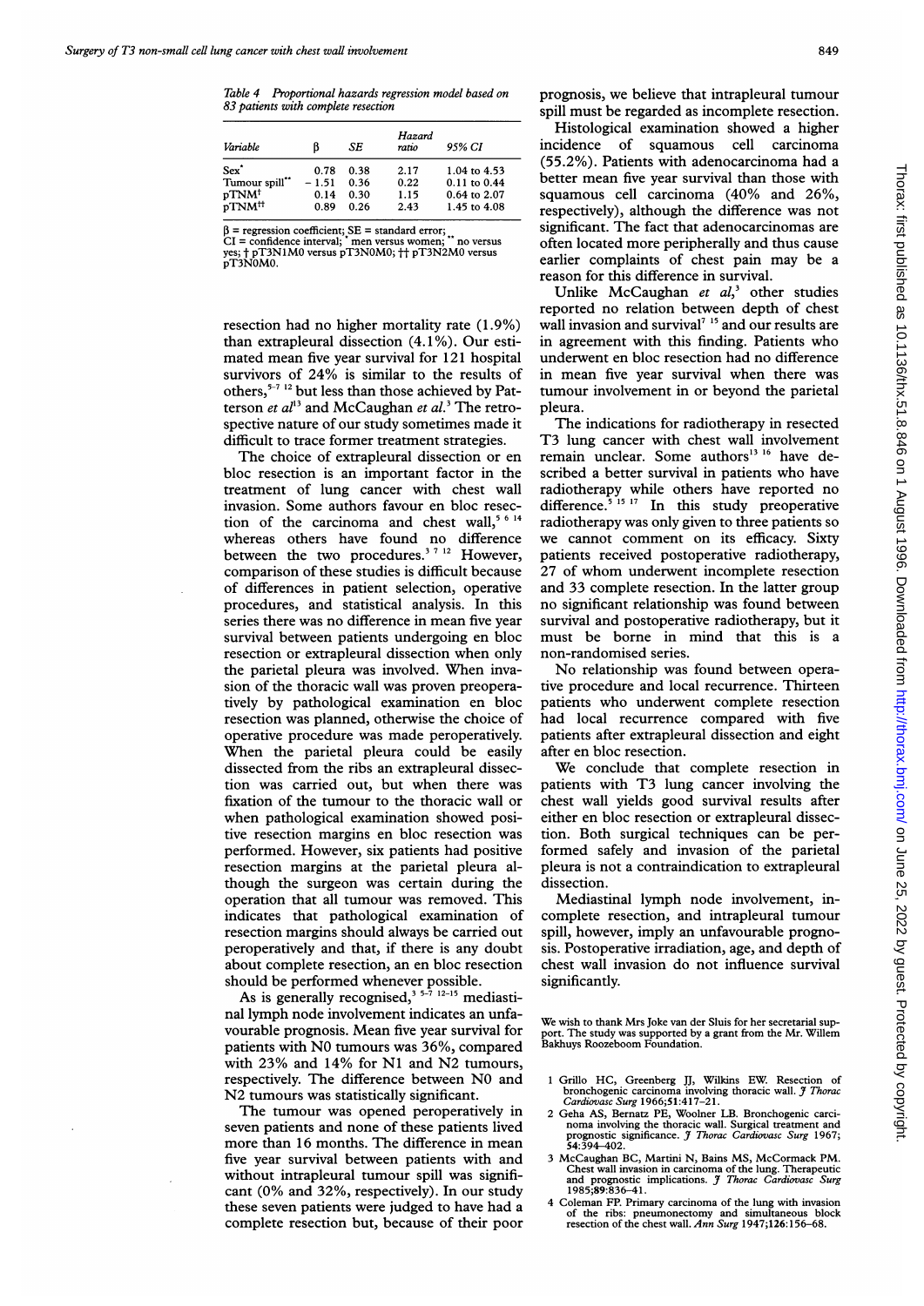Table 4 Proportional hazards regression model based on 83 patients with complete resection

| Variable | β | SE | Hazard ratio | 95% CI |
|---|---|---|---|---|
| Sex* | 0.78 | 0.38 | 2.17 | 1.04 to 4.53 |
| Tumour spill** | −1.51 | 0.36 | 0.22 | 0.11 to 0.44 |
| pTNM† | 0.14 | 0.30 | 1.15 | 0.64 to 2.07 |
| pTNM†† | 0.89 | 0.26 | 2.43 | 1.45 to 4.08 |

β = regression coefficient; SE = standard error; CI = confidence interval; * men versus women; ** no versus yes; † pT3N1M0 versus pT3N0M0; †† pT3N2M0 versus pT3N0M0.

resection had no higher mortality rate (1.9%) than extrapleural dissection (4.1%). Our estimated mean five year survival for 121 hospital survivors of 24% is similar to the results of others,[5-7 12] but less than those achieved by Patterson *et al*[13] and McCaughan *et al*.[3] The retrospective nature of our study sometimes made it difficult to trace former treatment strategies.

The choice of extrapleural dissection or en bloc resection is an important factor in the treatment of lung cancer with chest wall invasion. Some authors favour en bloc resection of the carcinoma and chest wall,[5 6 14] whereas others have found no difference between the two procedures.[3 7 12] However, comparison of these studies is difficult because of differences in patient selection, operative procedures, and statistical analysis. In this series there was no difference in mean five year survival between patients undergoing en bloc resection or extrapleural dissection when only the parietal pleura was involved. When invasion of the thoracic wall was proven preoperatively by pathological examination en bloc resection was planned, otherwise the choice of operative procedure was made peroperatively. When the parietal pleura could be easily dissected from the ribs an extrapleural dissection was carried out, but when there was fixation of the tumour to the thoracic wall or when pathological examination showed positive resection margins en bloc resection was performed. However, six patients had positive resection margins at the parietal pleura although the surgeon was certain during the operation that all tumour was removed. This indicates that pathological examination of resection margins should always be carried out peroperatively and that, if there is any doubt about complete resection, an en bloc resection should be performed whenever possible.

As is generally recognised,[3 5-7 12-15] mediastinal lymph node involvement indicates an unfavourable prognosis. Mean five year survival for patients with N0 tumours was 36%, compared with 23% and 14% for N1 and N2 tumours, respectively. The difference between N0 and N2 tumours was statistically significant.

The tumour was opened peroperatively in seven patients and none of these patients lived more than 16 months. The difference in mean five year survival between patients with and without intrapleural tumour spill was significant (0% and 32%, respectively). In our study these seven patients were judged to have had a complete resection but, because of their poor prognosis, we believe that intrapleural tumour spill must be regarded as incomplete resection.

Histological examination showed a higher incidence of squamous cell carcinoma (55.2%). Patients with adenocarcinoma had a better mean five year survival than those with squamous cell carcinoma (40% and 26%, respectively), although the difference was not significant. The fact that adenocarcinomas are often located more peripherally and thus cause earlier complaints of chest pain may be a reason for this difference in survival.

Unlike McCaughan *et al*,[3] other studies reported no relation between depth of chest wall invasion and survival[7 15] and our results are in agreement with this finding. Patients who underwent en bloc resection had no difference in mean five year survival when there was tumour involvement in or beyond the parietal pleura.

The indications for radiotherapy in resected T3 lung cancer with chest wall involvement remain unclear. Some authors[13 16] have described a better survival in patients who have radiotherapy while others have reported no difference.[5 15 17] In this study preoperative radiotherapy was only given to three patients so we cannot comment on its efficacy. Sixty patients received postoperative radiotherapy, 27 of whom underwent incomplete resection and 33 complete resection. In the latter group no significant relationship was found between survival and postoperative radiotherapy, but it must be borne in mind that this is a non-randomised series.

No relationship was found between operative procedure and local recurrence. Thirteen patients who underwent complete resection had local recurrence compared with five patients after extrapleural dissection and eight after en bloc resection.

We conclude that complete resection in patients with T3 lung cancer involving the chest wall yields good survival results after either en bloc resection or extrapleural dissection. Both surgical techniques can be performed safely and invasion of the parietal pleura is not a contraindication to extrapleural dissection.

Mediastinal lymph node involvement, incomplete resection, and intrapleural tumour spill, however, imply an unfavourable prognosis. Postoperative irradiation, age, and depth of chest wall invasion do not influence survival significantly.

We wish to thank Mrs Joke van der Sluis for her secretarial support. The study was supported by a grant from the Mr. Willem Bakhuys Roozeboom Foundation.

1 Grillo HC, Greenberg JJ, Wilkins EW. Resection of bronchogenic carcinoma involving thoracic wall. *J Thorac Cardiovasc Surg* 1966;**51**:417–21.
2 Geha AS, Bernatz PE, Woolner LB. Bronchogenic carcinoma involving the thoracic wall. Surgical treatment and prognostic significance. *J Thorac Cardiovasc Surg* 1967; **54**:394–402.
3 McCaughan BC, Martini N, Bains MS, McCormack PM. Chest wall invasion in carcinoma of the lung. Therapeutic and prognostic implications. *J Thorac Cardiovasc Surg* 1985;**89**:836–41.
4 Coleman FP. Primary carcinoma of the lung with invasion of the ribs: pneumonectomy and simultaneous block resection of the chest wall. *Ann Surg* 1947;**126**:156–68.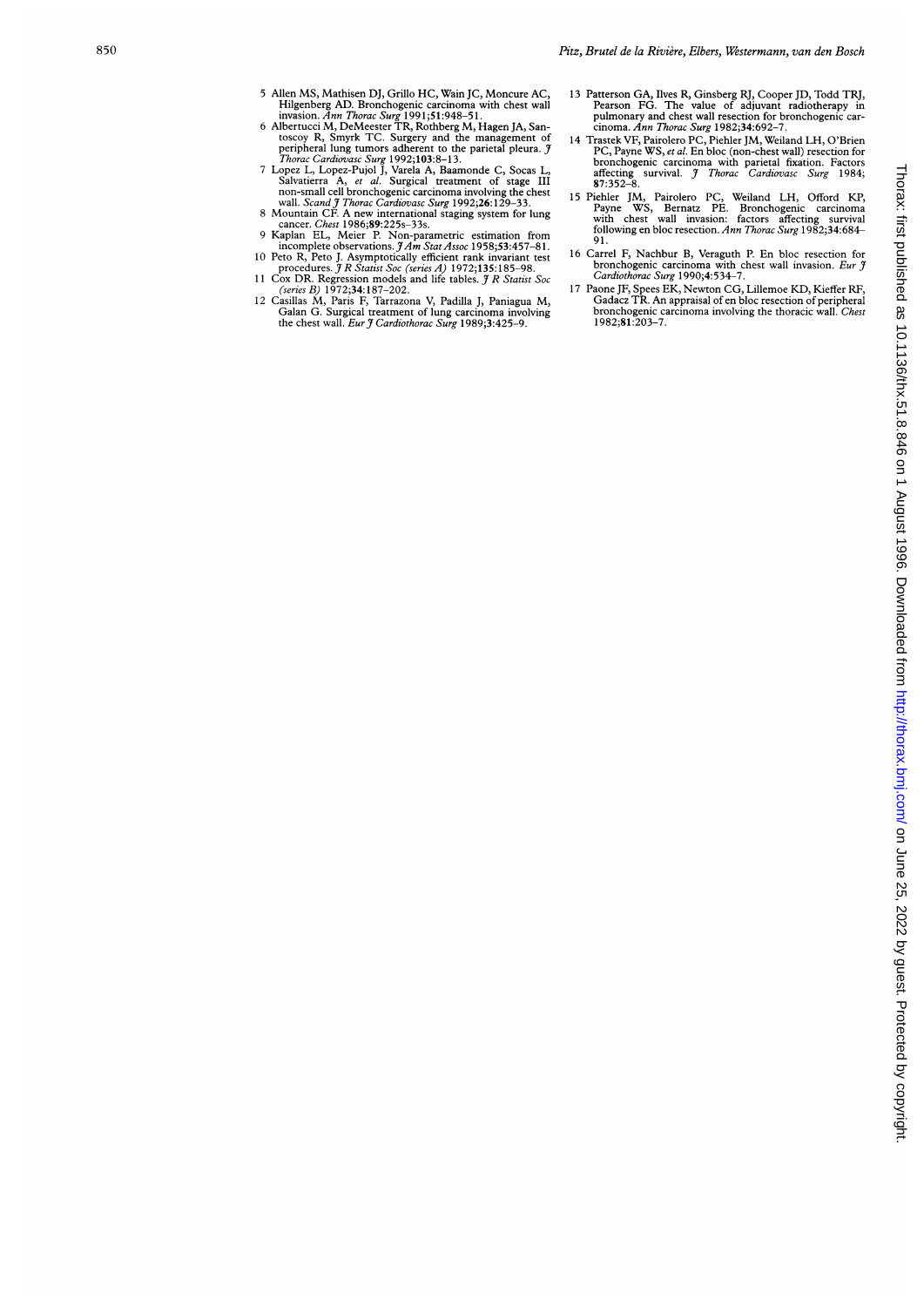5 Allen MS, Mathisen DJ, Grillo HC, Wain JC, Moncure AC, Hilgenberg AD. Bronchogenic carcinoma with chest wall invasion. *Ann Thorac Surg* 1991;**51**:948–51.

6 Albertucci M, DeMeester TR, Rothberg M, Hagen JA, Santoscoy R, Smyrk TC. Surgery and the management of peripheral lung tumors adherent to the parietal pleura. *J Thorac Cardiovasc Surg* 1992;**103**:8–13.

7 Lopez L, Lopez-Pujol J, Varela A, Baamonde C, Socas L, Salvatierra A, *et al*. Surgical treatment of stage III non-small cell bronchogenic carcinoma involving the chest wall. *Scand J Thorac Cardiovasc Surg* 1992;**26**:129–33.

8 Mountain CF. A new international staging system for lung cancer. *Chest* 1986;**89**:225s–33s.

9 Kaplan EL, Meier P. Non-parametric estimation from incomplete observations. *J Am Stat Assoc* 1958;**53**:457–81.

10 Peto R, Peto J. Asymptotically efficient rank invariant test procedures. *J R Statist Soc (series A)* 1972;**135**:185–98.

11 Cox DR. Regression models and life tables. *J R Statist Soc (series B)* 1972;**34**:187–202.

12 Casillas M, Paris F, Tarrazona V, Padilla J, Paniagua M, Galan G. Surgical treatment of lung carcinoma involving the chest wall. *Eur J Cardiothorac Surg* 1989;**3**:425–9.

13 Patterson GA, Ilves R, Ginsberg RJ, Cooper JD, Todd TRJ, Pearson FG. The value of adjuvant radiotherapy in pulmonary and chest wall resection for bronchogenic carcinoma. *Ann Thorac Surg* 1982;**34**:692–7.

14 Trastek VF, Pairolero PC, Piehler JM, Weiland LH, O'Brien PC, Payne WS, *et al*. En bloc (non-chest wall) resection for bronchogenic carcinoma with parietal fixation. Factors affecting survival. *J Thorac Cardiovasc Surg* 1984; **87**:352–8.

15 Piehler JM, Pairolero PC, Weiland LH, Offord KP, Payne WS, Bernatz PE. Bronchogenic carcinoma with chest wall invasion: factors affecting survival following en bloc resection. *Ann Thorac Surg* 1982;**34**:684–91.

16 Carrel F, Nachbur B, Veraguth P. En bloc resection for bronchogenic carcinoma with chest wall invasion. *Eur J Cardiothorac Surg* 1990;**4**:534–7.

17 Paone JF, Spees EK, Newton CG, Lillemoe KD, Kieffer RF, Gadacz TR. An appraisal of en bloc resection of peripheral bronchogenic carcinoma involving the thoracic wall. *Chest* 1982;**81**:203–7.